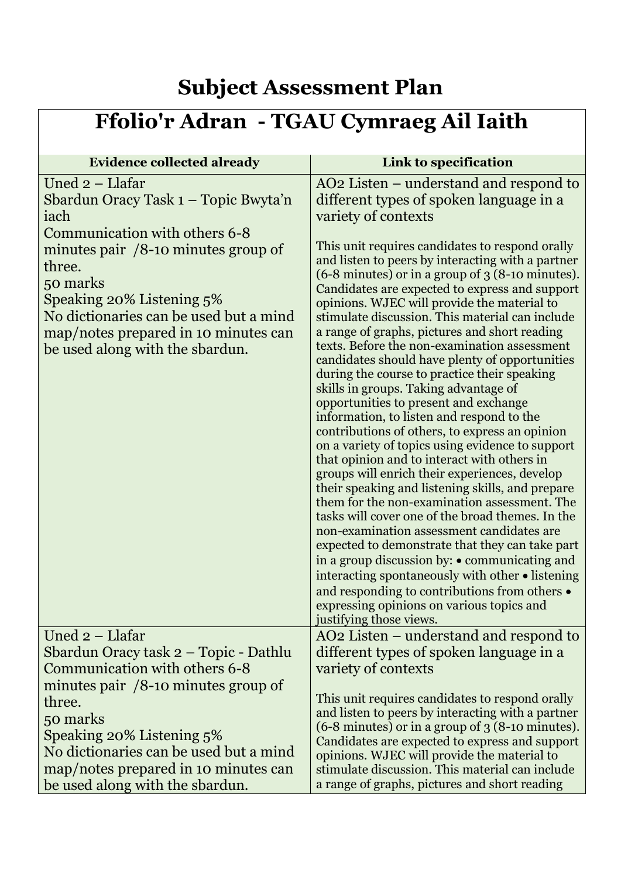# Subject Assessment Plan

| Ffolio'r Adran - TGAU Cymraeg Ail Iaith | |
|---|---|
| **Evidence collected already** | **Link to specification** |
| Uned 2 – Llafar<br>Sbardun Oracy Task 1 – Topic Bwyta'n iach<br>Communication with others 6-8 minutes pair /8-10 minutes group of three.<br>50 marks<br>Speaking 20% Listening 5%<br>No dictionaries can be used but a mind map/notes prepared in 10 minutes can be used along with the sbardun. | AO2 Listen – understand and respond to different types of spoken language in a variety of contexts<br><br>This unit requires candidates to respond orally and listen to peers by interacting with a partner (6-8 minutes) or in a group of 3 (8-10 minutes). Candidates are expected to express and support opinions. WJEC will provide the material to stimulate discussion. This material can include a range of graphs, pictures and short reading texts. Before the non-examination assessment candidates should have plenty of opportunities during the course to practice their speaking skills in groups. Taking advantage of opportunities to present and exchange information, to listen and respond to the contributions of others, to express an opinion on a variety of topics using evidence to support that opinion and to interact with others in groups will enrich their experiences, develop their speaking and listening skills, and prepare them for the non-examination assessment. The tasks will cover one of the broad themes. In the non-examination assessment candidates are expected to demonstrate that they can take part in a group discussion by: • communicating and interacting spontaneously with other • listening and responding to contributions from others • expressing opinions on various topics and justifying those views. |
| Uned 2 – Llafar<br>Sbardun Oracy task 2 – Topic - Dathlu<br>Communication with others 6-8 minutes pair /8-10 minutes group of three.<br>50 marks<br>Speaking 20% Listening 5%<br>No dictionaries can be used but a mind map/notes prepared in 10 minutes can be used along with the sbardun. | AO2 Listen – understand and respond to different types of spoken language in a variety of contexts<br><br>This unit requires candidates to respond orally and listen to peers by interacting with a partner (6-8 minutes) or in a group of 3 (8-10 minutes). Candidates are expected to express and support opinions. WJEC will provide the material to stimulate discussion. This material can include a range of graphs, pictures and short reading |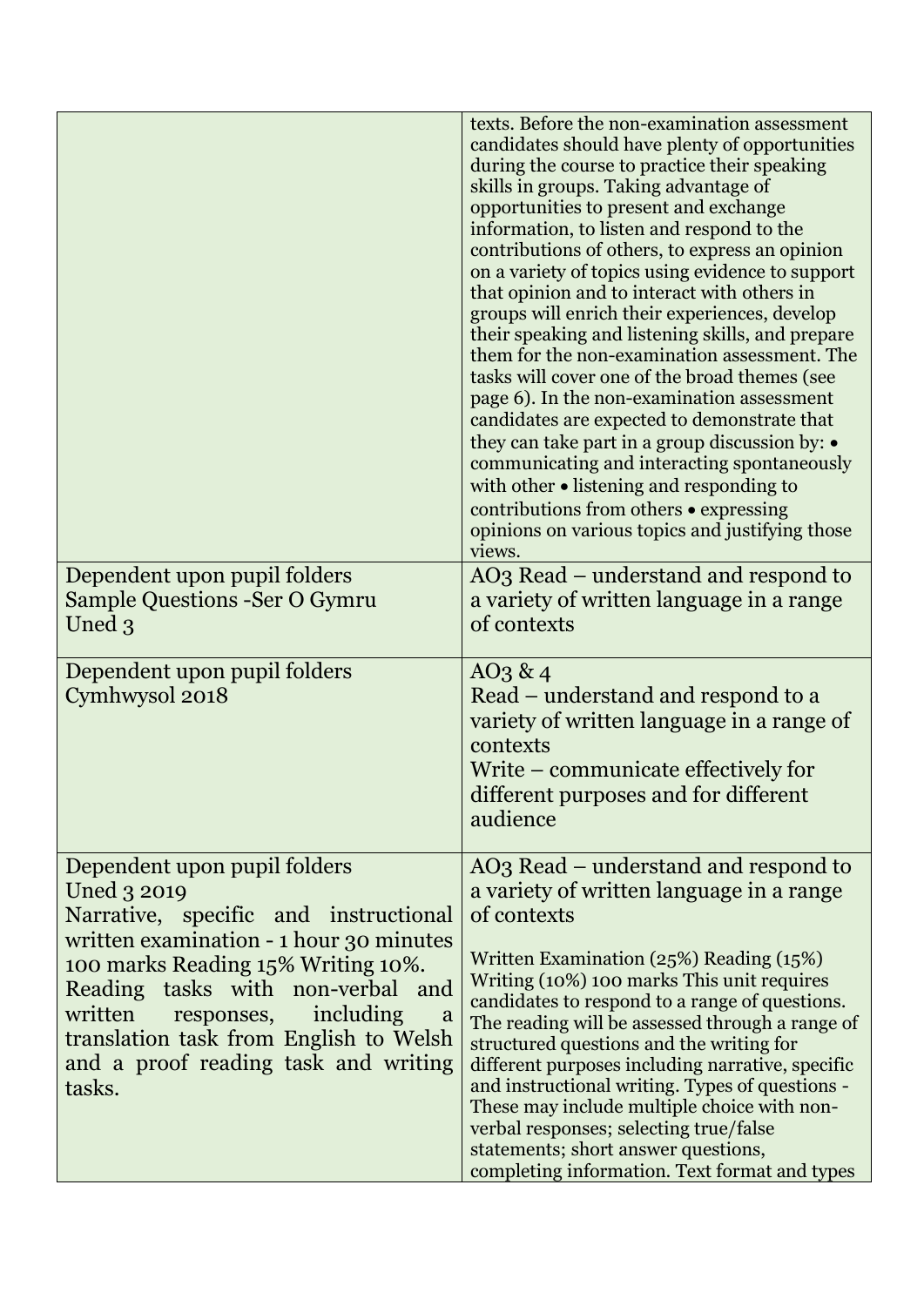| | |
|---|---|
| | texts. Before the non-examination assessment candidates should have plenty of opportunities during the course to practice their speaking skills in groups. Taking advantage of opportunities to present and exchange information, to listen and respond to the contributions of others, to express an opinion on a variety of topics using evidence to support that opinion and to interact with others in groups will enrich their experiences, develop their speaking and listening skills, and prepare them for the non-examination assessment. The tasks will cover one of the broad themes (see page 6). In the non-examination assessment candidates are expected to demonstrate that they can take part in a group discussion by: • communicating and interacting spontaneously with other • listening and responding to contributions from others • expressing opinions on various topics and justifying those views. |
| Dependent upon pupil folders<br>Sample Questions -Ser O Gymru<br>Uned 3 | AO3 Read – understand and respond to a variety of written language in a range of contexts |
| Dependent upon pupil folders<br>Cymhwysol 2018 | AO3 & 4<br>Read – understand and respond to a variety of written language in a range of contexts<br>Write – communicate effectively for different purposes and for different audience |
| Dependent upon pupil folders<br>Uned 3 2019<br>Narrative, specific and instructional written examination - 1 hour 30 minutes 100 marks Reading 15% Writing 10%. Reading tasks with non-verbal and written responses, including a translation task from English to Welsh and a proof reading task and writing tasks. | AO3 Read – understand and respond to a variety of written language in a range of contexts<br><br>Written Examination (25%) Reading (15%) Writing (10%) 100 marks This unit requires candidates to respond to a range of questions. The reading will be assessed through a range of structured questions and the writing for different purposes including narrative, specific and instructional writing. Types of questions - These may include multiple choice with non-verbal responses; selecting true/false statements; short answer questions, completing information. Text format and types |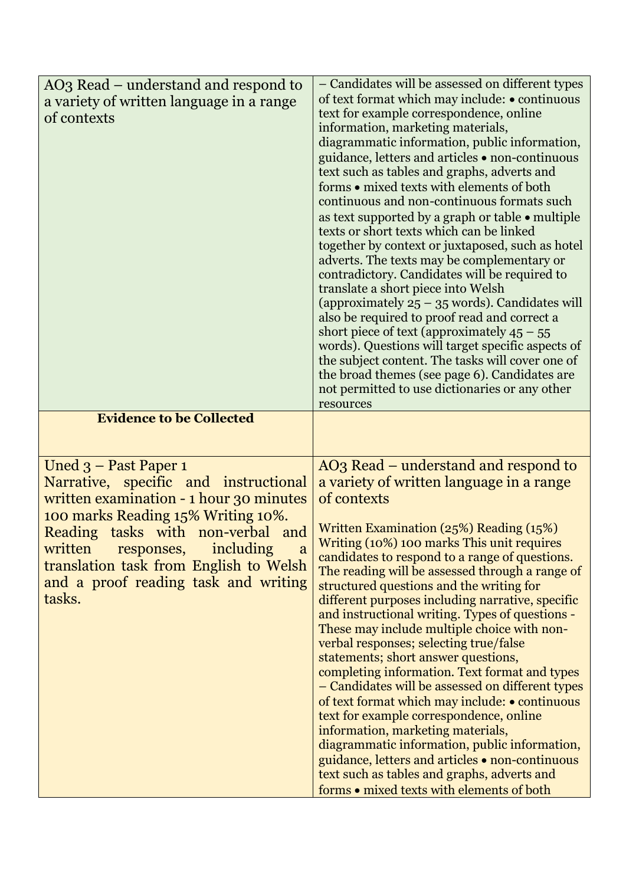| AO3 Read – understand and respond to a variety of written language in a range of contexts | – Candidates will be assessed on different types of text format which may include: • continuous text for example correspondence, online information, marketing materials, diagrammatic information, public information, guidance, letters and articles • non-continuous text such as tables and graphs, adverts and forms • mixed texts with elements of both continuous and non-continuous formats such as text supported by a graph or table • multiple texts or short texts which can be linked together by context or juxtaposed, such as hotel adverts. The texts may be complementary or contradictory. Candidates will be required to translate a short piece into Welsh (approximately 25 – 35 words). Candidates will also be required to proof read and correct a short piece of text (approximately 45 – 55 words). Questions will target specific aspects of the subject content. The tasks will cover one of the broad themes (see page 6). Candidates are not permitted to use dictionaries or any other resources |
|---|---|
| **Evidence to be Collected** | |
| Uned 3 – Past Paper 1<br>Narrative, specific and instructional written examination - 1 hour 30 minutes 100 marks Reading 15% Writing 10%. Reading tasks with non-verbal and written responses, including a translation task from English to Welsh and a proof reading task and writing tasks. | AO3 Read – understand and respond to a variety of written language in a range of contexts<br><br>Written Examination (25%) Reading (15%) Writing (10%) 100 marks This unit requires candidates to respond to a range of questions. The reading will be assessed through a range of structured questions and the writing for different purposes including narrative, specific and instructional writing. Types of questions - These may include multiple choice with non-verbal responses; selecting true/false statements; short answer questions, completing information. Text format and types – Candidates will be assessed on different types of text format which may include: • continuous text for example correspondence, online information, marketing materials, diagrammatic information, public information, guidance, letters and articles • non-continuous text such as tables and graphs, adverts and forms • mixed texts with elements of both |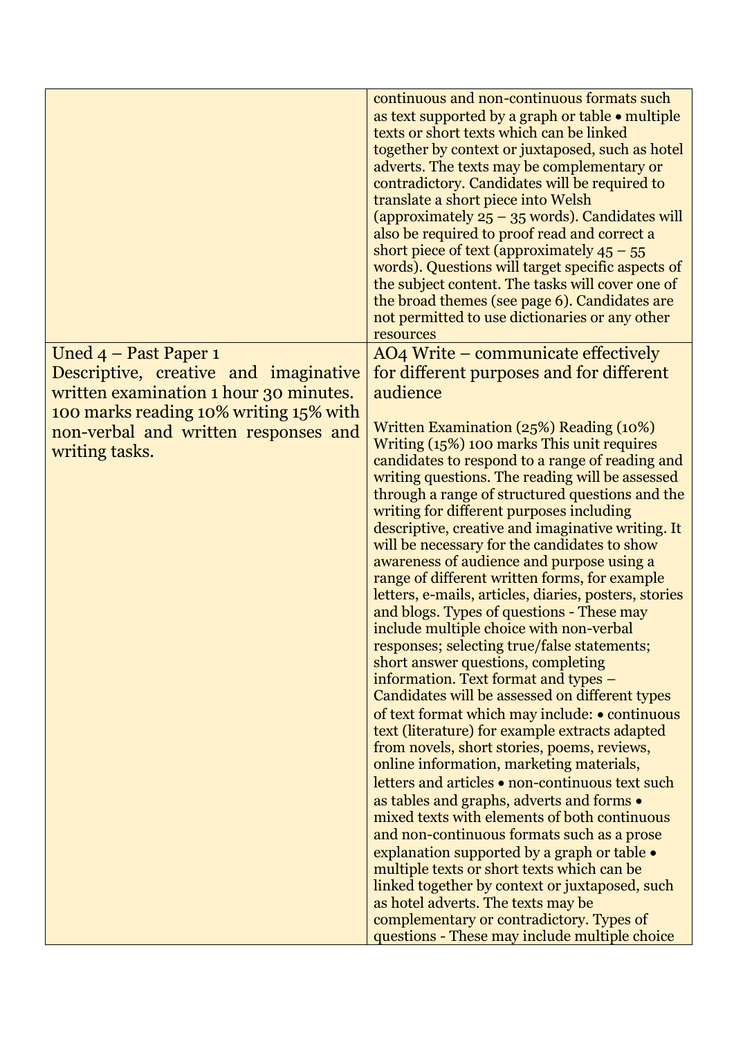| | |
|---|---|
| | continuous and non-continuous formats such as text supported by a graph or table • multiple texts or short texts which can be linked together by context or juxtaposed, such as hotel adverts. The texts may be complementary or contradictory. Candidates will be required to translate a short piece into Welsh (approximately 25 – 35 words). Candidates will also be required to proof read and correct a short piece of text (approximately 45 – 55 words). Questions will target specific aspects of the subject content. The tasks will cover one of the broad themes (see page 6). Candidates are not permitted to use dictionaries or any other resources |
| Uned 4 – Past Paper 1<br>Descriptive, creative and imaginative written examination 1 hour 30 minutes. 100 marks reading 10% writing 15% with non-verbal and written responses and writing tasks. | AO4 Write – communicate effectively for different purposes and for different audience<br><br>Written Examination (25%) Reading (10%) Writing (15%) 100 marks This unit requires candidates to respond to a range of reading and writing questions. The reading will be assessed through a range of structured questions and the writing for different purposes including descriptive, creative and imaginative writing. It will be necessary for the candidates to show awareness of audience and purpose using a range of different written forms, for example letters, e-mails, articles, diaries, posters, stories and blogs. Types of questions - These may include multiple choice with non-verbal responses; selecting true/false statements; short answer questions, completing information. Text format and types – Candidates will be assessed on different types of text format which may include: • continuous text (literature) for example extracts adapted from novels, short stories, poems, reviews, online information, marketing materials, letters and articles • non-continuous text such as tables and graphs, adverts and forms • mixed texts with elements of both continuous and non-continuous formats such as a prose explanation supported by a graph or table • multiple texts or short texts which can be linked together by context or juxtaposed, such as hotel adverts. The texts may be complementary or contradictory. Types of questions - These may include multiple choice |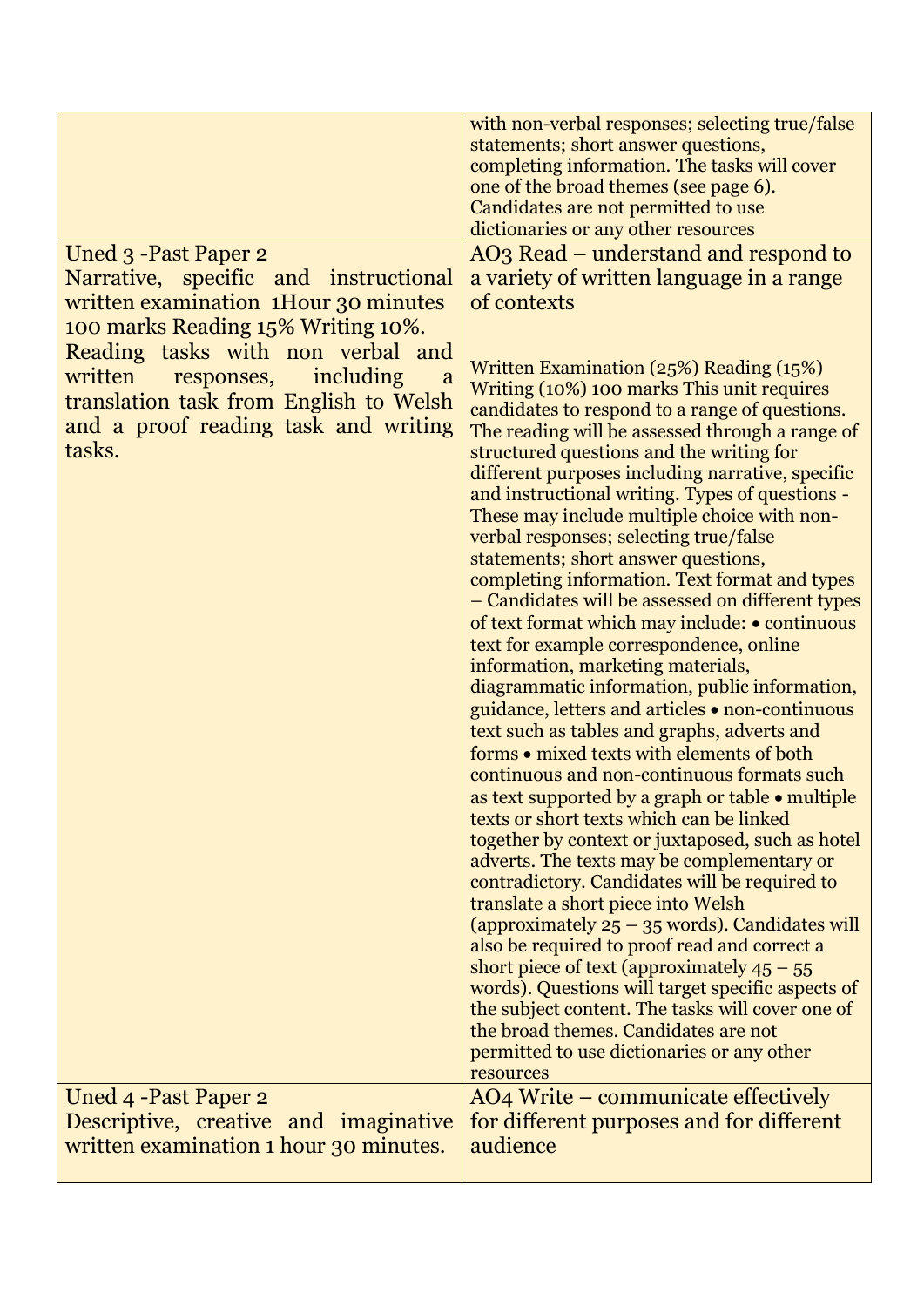| | |
|---|---|
| | with non-verbal responses; selecting true/false statements; short answer questions, completing information. The tasks will cover one of the broad themes (see page 6). Candidates are not permitted to use dictionaries or any other resources |
| Uned 3 -Past Paper 2<br>Narrative, specific and instructional written examination 1Hour 30 minutes 100 marks Reading 15% Writing 10%.<br>Reading tasks with non verbal and written responses, including a translation task from English to Welsh and a proof reading task and writing tasks. | AO3 Read – understand and respond to a variety of written language in a range of contexts<br><br>Written Examination (25%) Reading (15%) Writing (10%) 100 marks This unit requires candidates to respond to a range of questions. The reading will be assessed through a range of structured questions and the writing for different purposes including narrative, specific and instructional writing. Types of questions - These may include multiple choice with non-verbal responses; selecting true/false statements; short answer questions, completing information. Text format and types – Candidates will be assessed on different types of text format which may include: • continuous text for example correspondence, online information, marketing materials, diagrammatic information, public information, guidance, letters and articles • non-continuous text such as tables and graphs, adverts and forms • mixed texts with elements of both continuous and non-continuous formats such as text supported by a graph or table • multiple texts or short texts which can be linked together by context or juxtaposed, such as hotel adverts. The texts may be complementary or contradictory. Candidates will be required to translate a short piece into Welsh (approximately 25 – 35 words). Candidates will also be required to proof read and correct a short piece of text (approximately 45 – 55 words). Questions will target specific aspects of the subject content. The tasks will cover one of the broad themes. Candidates are not permitted to use dictionaries or any other resources |
| Uned 4 -Past Paper 2<br>Descriptive, creative and imaginative written examination 1 hour 30 minutes. | AO4 Write – communicate effectively for different purposes and for different audience |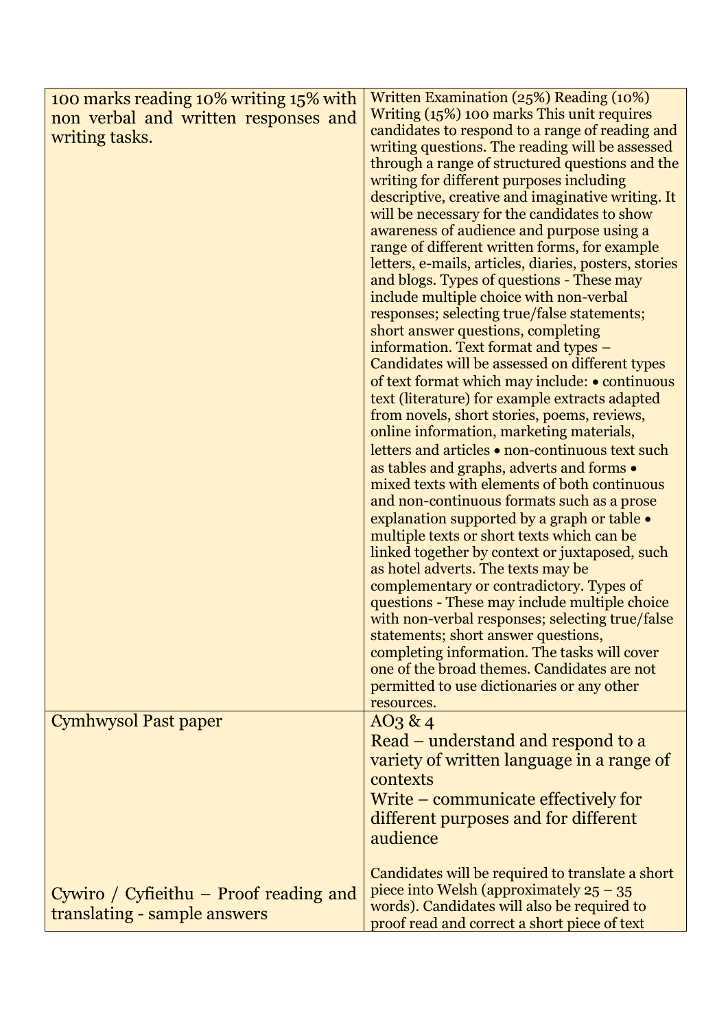| | |
|---|---|
| 100 marks reading 10% writing 15% with non verbal and written responses and writing tasks. | Written Examination (25%) Reading (10%) Writing (15%) 100 marks This unit requires candidates to respond to a range of reading and writing questions. The reading will be assessed through a range of structured questions and the writing for different purposes including descriptive, creative and imaginative writing. It will be necessary for the candidates to show awareness of audience and purpose using a range of different written forms, for example letters, e-mails, articles, diaries, posters, stories and blogs. Types of questions - These may include multiple choice with non-verbal responses; selecting true/false statements; short answer questions, completing information. Text format and types – Candidates will be assessed on different types of text format which may include: • continuous text (literature) for example extracts adapted from novels, short stories, poems, reviews, online information, marketing materials, letters and articles • non-continuous text such as tables and graphs, adverts and forms • mixed texts with elements of both continuous and non-continuous formats such as a prose explanation supported by a graph or table • multiple texts or short texts which can be linked together by context or juxtaposed, such as hotel adverts. The texts may be complementary or contradictory. Types of questions - These may include multiple choice with non-verbal responses; selecting true/false statements; short answer questions, completing information. The tasks will cover one of the broad themes. Candidates are not permitted to use dictionaries or any other resources. |
| Cymhwysol Past paper<br><br>Cywiro / Cyfieithu – Proof reading and translating - sample answers | AO3 & 4<br>Read – understand and respond to a variety of written language in a range of contexts<br>Write – communicate effectively for different purposes and for different audience<br><br>Candidates will be required to translate a short piece into Welsh (approximately 25 – 35 words). Candidates will also be required to proof read and correct a short piece of text |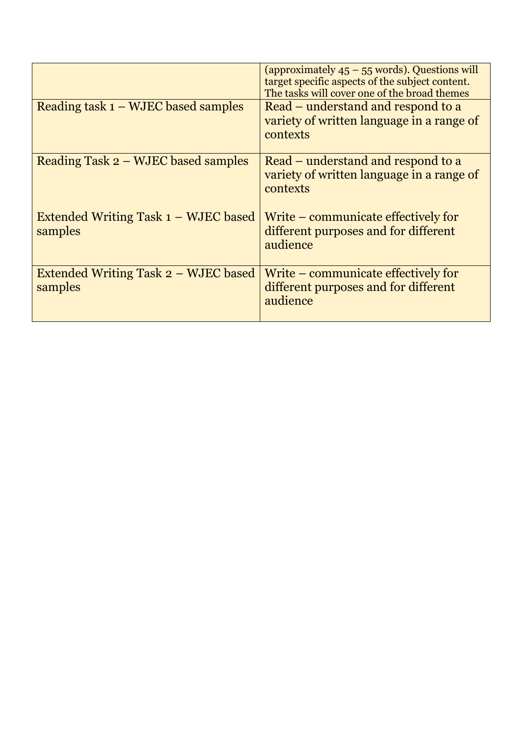| | |
|---|---|
| | (approximately 45 – 55 words). Questions will target specific aspects of the subject content. The tasks will cover one of the broad themes |
| Reading task 1 – WJEC based samples | Read – understand and respond to a variety of written language in a range of contexts |
| Reading Task 2 – WJEC based samples<br><br>Extended Writing Task 1 – WJEC based samples | Read – understand and respond to a variety of written language in a range of contexts<br><br>Write – communicate effectively for different purposes and for different audience |
| Extended Writing Task 2 – WJEC based samples | Write – communicate effectively for different purposes and for different audience |